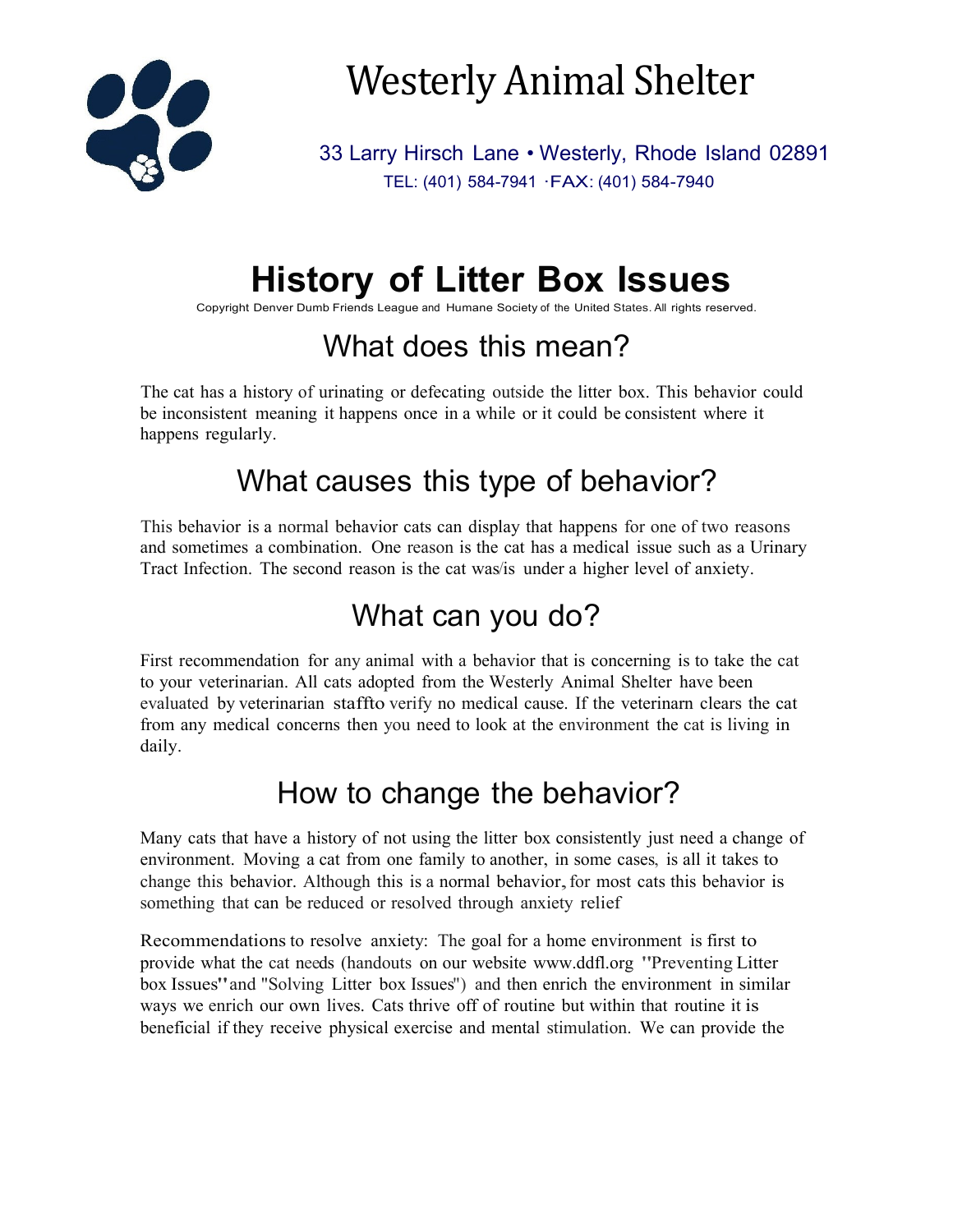# Westerly Animal Shelter

33 Larry Hirsch Lane • Westerly, Rhode Island 02891

TEL: (401) 584-7941 ·FAX: (401) 584-7940

# History of Litter Box Issues

Copyright Denver Dumb Friends League and Humane Society of the United States. All rights reserved.

## What does this mean?

The cat has a history of urinating or defecating outside the litter box. This behavior could be inconsistent meaning it happens once in a while or it could be consistent where it happens regularly.

## What causes this type of behavior?

This behavior is a normal behavior cats can display that happens for one of two reasons and sometimes a combination. One reason is the cat has a medical issue such as a Urinary Tract Infection. The second reason is the cat was/is under a higher level of anxiety.

## What can you do?

First recommendation for any animal with a behavior that is concerning is to take the cat to your veterinarian. All cats adopted from the Westerly Animal Shelter have been evaluated by veterinarian staffto verify no medical cause. If the veterinarn clears the cat from any medical concerns then you need to look at the environment the cat is living in daily.

## How to change the behavior?

Many cats that have a history of not using the litter box consistently just need a change of environment. Moving a cat from one family to another, in some cases, is all it takes to change this behavior. Although this is a normal behavior, for most cats this behavior is something that can be reduced or resolved through anxiety relief

Recommendations to resolve anxiety: The goal for a home environment is first to provide what the cat needs (handouts on our website www.ddfl.org "Preventing Litter box Issues" and "Solving Litter box Issues") and then enrich the environment in similar ways we enrich our own lives. Cats thrive off of routine but within that routine it is beneficial if they receive physical exercise and mental stimulation. We can provide the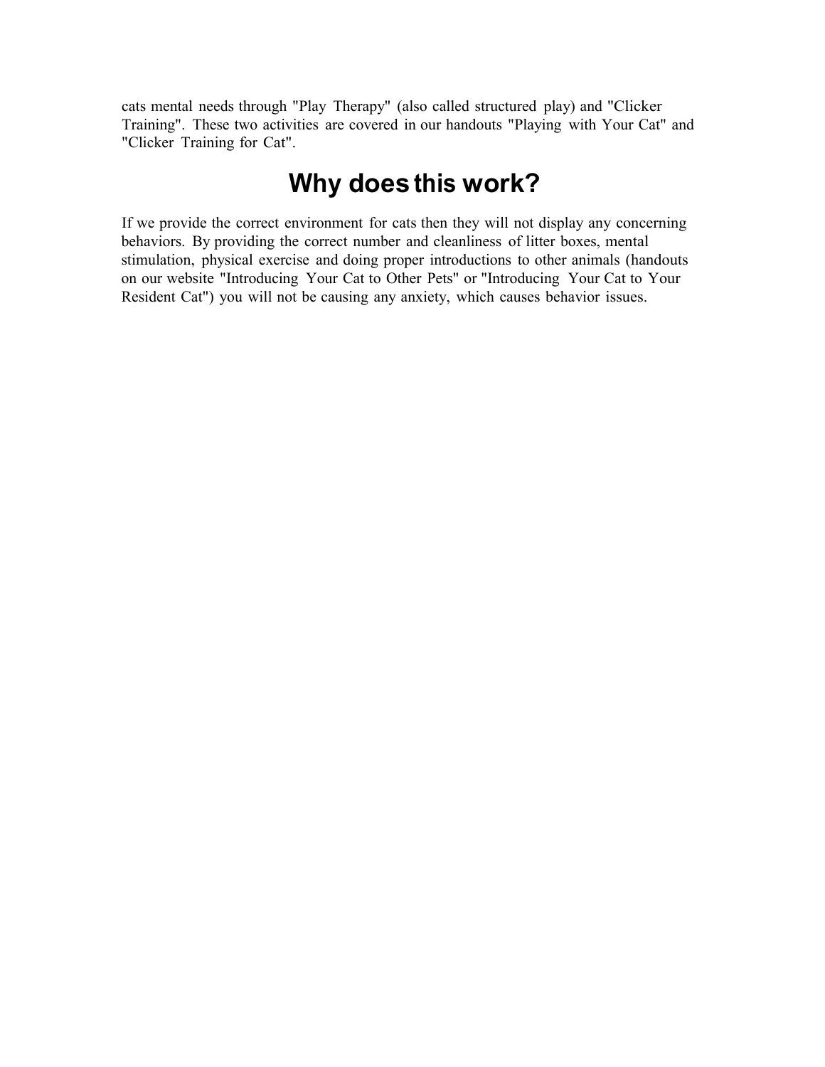cats mental needs through "Play Therapy" (also called structured play) and "Clicker Training". These two activities are covered in our handouts "Playing with Your Cat" and "Clicker Training for Cat".

## Why does this work?

If we provide the correct environment for cats then they will not display any concerning behaviors. By providing the correct number and cleanliness of litter boxes, mental stimulation, physical exercise and doing proper introductions to other animals (handouts on our website "Introducing Your Cat to Other Pets" or "Introducing Your Cat to Your Resident Cat") you will not be causing any anxiety, which causes behavior issues.